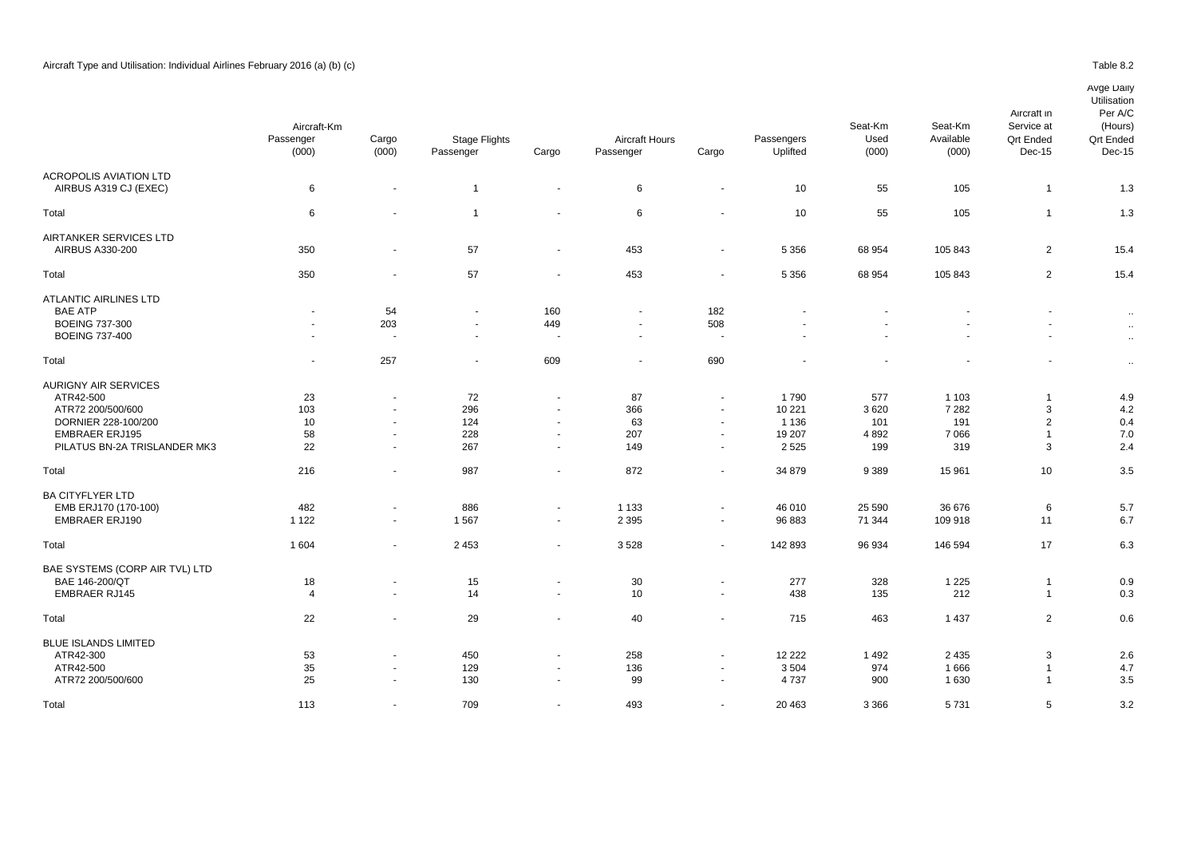Aircraft Type and Utilisation: Individual Airlines February 2016 (a) (b) (c)

Table 8.2

| | Aircraft-Km Passenger (000) | Cargo (000) | Stage Flights Passenger | Cargo | Aircraft Hours Passenger | Cargo | Passengers Uplifted | Seat-Km Used (000) | Seat-Km Available (000) | Aircraft in Service at Qrt Ended Dec-15 | Avge Daily Utilisation Per A/C (Hours) Qrt Ended Dec-15 |
|---|---|---|---|---|---|---|---|---|---|---|---|
| ACROPOLIS AVIATION LTD | | | | | | | | | | | |
| AIRBUS A319 CJ (EXEC) | 6 | - | 1 | - | 6 | - | 10 | 55 | 105 | 1 | 1.3 |
| Total | 6 | - | 1 | - | 6 | - | 10 | 55 | 105 | 1 | 1.3 |
| AIRTANKER SERVICES LTD | | | | | | | | | | | |
| AIRBUS A330-200 | 350 | - | 57 | - | 453 | - | 5 356 | 68 954 | 105 843 | 2 | 15.4 |
| Total | 350 | - | 57 | - | 453 | - | 5 356 | 68 954 | 105 843 | 2 | 15.4 |
| ATLANTIC AIRLINES LTD | | | | | | | | | | | |
| BAE ATP | - | 54 | - | 160 | - | 182 | - | - | - | - | .. |
| BOEING 737-300 | - | 203 | - | 449 | - | 508 | - | - | - | - | .. |
| BOEING 737-400 | - | - | - | - | - | - | - | - | - | - | .. |
| Total | - | 257 | - | 609 | - | 690 | - | - | - | - | .. |
| AURIGNY AIR SERVICES | | | | | | | | | | | |
| ATR42-500 | 23 | - | 72 | - | 87 | - | 1 790 | 577 | 1 103 | 1 | 4.9 |
| ATR72 200/500/600 | 103 | - | 296 | - | 366 | - | 10 221 | 3 620 | 7 282 | 3 | 4.2 |
| DORNIER 228-100/200 | 10 | - | 124 | - | 63 | - | 1 136 | 101 | 191 | 2 | 0.4 |
| EMBRAER ERJ195 | 58 | - | 228 | - | 207 | - | 19 207 | 4 892 | 7 066 | 1 | 7.0 |
| PILATUS BN-2A TRISLANDER MK3 | 22 | - | 267 | - | 149 | - | 2 525 | 199 | 319 | 3 | 2.4 |
| Total | 216 | - | 987 | - | 872 | - | 34 879 | 9 389 | 15 961 | 10 | 3.5 |
| BA CITYFLYER LTD | | | | | | | | | | | |
| EMB ERJ170 (170-100) | 482 | - | 886 | - | 1 133 | - | 46 010 | 25 590 | 36 676 | 6 | 5.7 |
| EMBRAER ERJ190 | 1 122 | - | 1 567 | - | 2 395 | - | 96 883 | 71 344 | 109 918 | 11 | 6.7 |
| Total | 1 604 | - | 2 453 | - | 3 528 | - | 142 893 | 96 934 | 146 594 | 17 | 6.3 |
| BAE SYSTEMS (CORP AIR TVL) LTD | | | | | | | | | | | |
| BAE 146-200/QT | 18 | - | 15 | - | 30 | - | 277 | 328 | 1 225 | 1 | 0.9 |
| EMBRAER RJ145 | 4 | - | 14 | - | 10 | - | 438 | 135 | 212 | 1 | 0.3 |
| Total | 22 | - | 29 | - | 40 | - | 715 | 463 | 1 437 | 2 | 0.6 |
| BLUE ISLANDS LIMITED | | | | | | | | | | | |
| ATR42-300 | 53 | - | 450 | - | 258 | - | 12 222 | 1 492 | 2 435 | 3 | 2.6 |
| ATR42-500 | 35 | - | 129 | - | 136 | - | 3 504 | 974 | 1 666 | 1 | 4.7 |
| ATR72 200/500/600 | 25 | - | 130 | - | 99 | - | 4 737 | 900 | 1 630 | 1 | 3.5 |
| Total | 113 | - | 709 | - | 493 | - | 20 463 | 3 366 | 5 731 | 5 | 3.2 |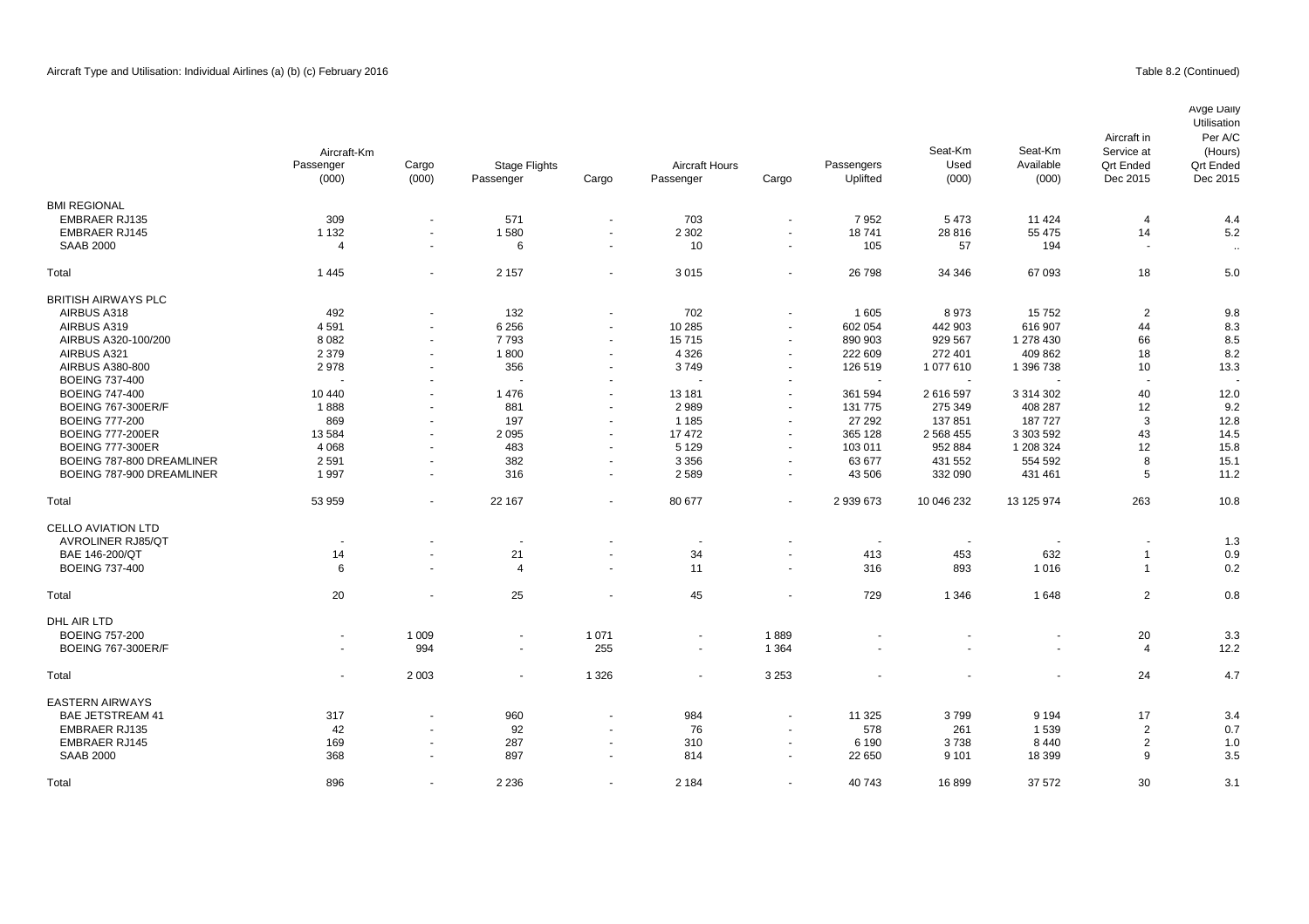Aircraft Type and Utilisation: Individual Airlines (a) (b) (c) February 2016

Table 8.2 (Continued)

| | Aircraft-Km Passenger (000) | Cargo (000) | Stage Flights Passenger | Cargo | Aircraft Hours Passenger | Cargo | Passengers Uplifted | Seat-Km Used (000) | Seat-Km Available (000) | Aircraft in Service at Qrt Ended Dec 2015 | Avge Daily Utilisation Per A/C (Hours) Qrt Ended Dec 2015 |
|---|---|---|---|---|---|---|---|---|---|---|---|
| BMI REGIONAL | | | | | | | | | | | |
| EMBRAER RJ135 | 309 | - | 571 | - | 703 | - | 7 952 | 5 473 | 11 424 | 4 | 4.4 |
| EMBRAER RJ145 | 1 132 | - | 1 580 | - | 2 302 | - | 18 741 | 28 816 | 55 475 | 14 | 5.2 |
| SAAB 2000 | 4 | - | 6 | - | 10 | - | 105 | 57 | 194 | - | .. |
| Total | 1 445 | - | 2 157 | - | 3 015 | - | 26 798 | 34 346 | 67 093 | 18 | 5.0 |
| BRITISH AIRWAYS PLC | | | | | | | | | | | |
| AIRBUS A318 | 492 | - | 132 | - | 702 | - | 1 605 | 8 973 | 15 752 | 2 | 9.8 |
| AIRBUS A319 | 4 591 | - | 6 256 | - | 10 285 | - | 602 054 | 442 903 | 616 907 | 44 | 8.3 |
| AIRBUS A320-100/200 | 8 082 | - | 7 793 | - | 15 715 | - | 890 903 | 929 567 | 1 278 430 | 66 | 8.5 |
| AIRBUS A321 | 2 379 | - | 1 800 | - | 4 326 | - | 222 609 | 272 401 | 409 862 | 18 | 8.2 |
| AIRBUS A380-800 | 2 978 | - | 356 | - | 3 749 | - | 126 519 | 1 077 610 | 1 396 738 | 10 | 13.3 |
| BOEING 737-400 | - | - | - | - | - | - | - | - | - | - | - |
| BOEING 747-400 | 10 440 | - | 1 476 | - | 13 181 | - | 361 594 | 2 616 597 | 3 314 302 | 40 | 12.0 |
| BOEING 767-300ER/F | 1 888 | - | 881 | - | 2 989 | - | 131 775 | 275 349 | 408 287 | 12 | 9.2 |
| BOEING 777-200 | 869 | - | 197 | - | 1 185 | - | 27 292 | 137 851 | 187 727 | 3 | 12.8 |
| BOEING 777-200ER | 13 584 | - | 2 095 | - | 17 472 | - | 365 128 | 2 568 455 | 3 303 592 | 43 | 14.5 |
| BOEING 777-300ER | 4 068 | - | 483 | - | 5 129 | - | 103 011 | 952 884 | 1 208 324 | 12 | 15.8 |
| BOEING 787-800 DREAMLINER | 2 591 | - | 382 | - | 3 356 | - | 63 677 | 431 552 | 554 592 | 8 | 15.1 |
| BOEING 787-900 DREAMLINER | 1 997 | - | 316 | - | 2 589 | - | 43 506 | 332 090 | 431 461 | 5 | 11.2 |
| Total | 53 959 | - | 22 167 | - | 80 677 | - | 2 939 673 | 10 046 232 | 13 125 974 | 263 | 10.8 |
| CELLO AVIATION LTD | | | | | | | | | | | |
| AVROLINER RJ85/QT | - | - | - | - | - | - | - | - | - | - | 1.3 |
| BAE 146-200/QT | 14 | - | 21 | - | 34 | - | 413 | 453 | 632 | 1 | 0.9 |
| BOEING 737-400 | 6 | - | 4 | - | 11 | - | 316 | 893 | 1 016 | 1 | 0.2 |
| Total | 20 | - | 25 | - | 45 | - | 729 | 1 346 | 1 648 | 2 | 0.8 |
| DHL AIR LTD | | | | | | | | | | | |
| BOEING 757-200 | - | 1 009 | - | 1 071 | - | 1 889 | - | - | - | 20 | 3.3 |
| BOEING 767-300ER/F | - | 994 | - | 255 | - | 1 364 | - | - | - | 4 | 12.2 |
| Total | - | 2 003 | - | 1 326 | - | 3 253 | - | - | - | 24 | 4.7 |
| EASTERN AIRWAYS | | | | | | | | | | | |
| BAE JETSTREAM 41 | 317 | - | 960 | - | 984 | - | 11 325 | 3 799 | 9 194 | 17 | 3.4 |
| EMBRAER RJ135 | 42 | - | 92 | - | 76 | - | 578 | 261 | 1 539 | 2 | 0.7 |
| EMBRAER RJ145 | 169 | - | 287 | - | 310 | - | 6 190 | 3 738 | 8 440 | 2 | 1.0 |
| SAAB 2000 | 368 | - | 897 | - | 814 | - | 22 650 | 9 101 | 18 399 | 9 | 3.5 |
| Total | 896 | - | 2 236 | - | 2 184 | - | 40 743 | 16 899 | 37 572 | 30 | 3.1 |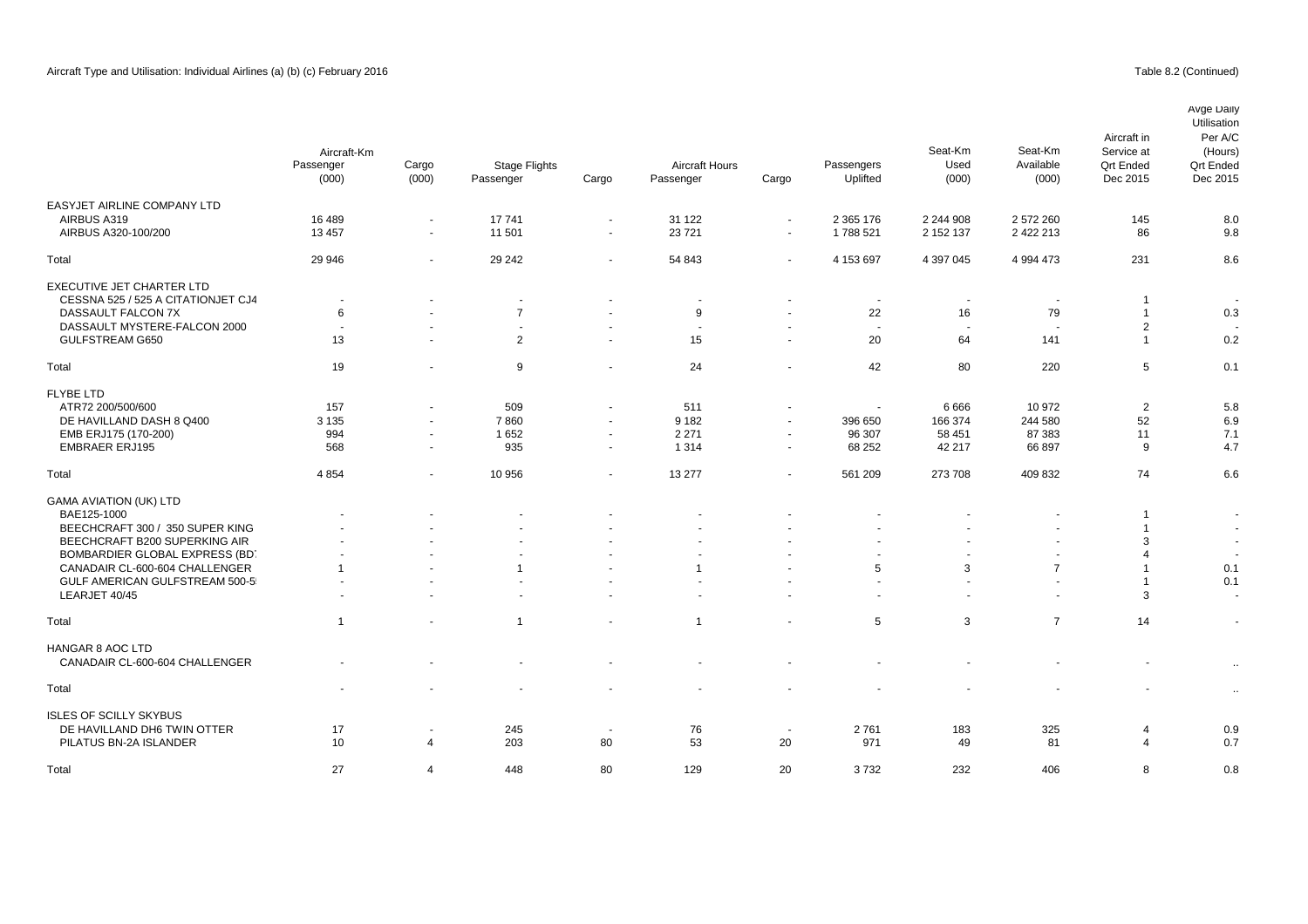Aircraft Type and Utilisation: Individual Airlines (a) (b) (c) February 2016

Table 8.2 (Continued)

| | Aircraft-Km Passenger (000) | Cargo (000) | Stage Flights Passenger | Cargo | Aircraft Hours Passenger | Cargo | Passengers Uplifted | Seat-Km Used (000) | Seat-Km Available (000) | Aircraft in Service at Qrt Ended Dec 2015 | Avge Daily Utilisation Per A/C (Hours) Qrt Ended Dec 2015 |
|---|---|---|---|---|---|---|---|---|---|---|---|
| EASYJET AIRLINE COMPANY LTD | | | | | | | | | | | |
| AIRBUS A319 | 16 489 | - | 17 741 | - | 31 122 | - | 2 365 176 | 2 244 908 | 2 572 260 | 145 | 8.0 |
| AIRBUS A320-100/200 | 13 457 | - | 11 501 | - | 23 721 | - | 1 788 521 | 2 152 137 | 2 422 213 | 86 | 9.8 |
| Total | 29 946 | - | 29 242 | - | 54 843 | - | 4 153 697 | 4 397 045 | 4 994 473 | 231 | 8.6 |
| EXECUTIVE JET CHARTER LTD | | | | | | | | | | | |
| CESSNA 525 / 525 A CITATIONJET CJ4 | - | - | - | - | - | - | - | - | - | 1 | - |
| DASSAULT FALCON 7X | 6 | - | 7 | - | 9 | - | 22 | 16 | 79 | 1 | 0.3 |
| DASSAULT MYSTERE-FALCON 2000 | - | - | - | - | - | - | - | - | - | 2 | - |
| GULFSTREAM G650 | 13 | - | 2 | - | 15 | - | 20 | 64 | 141 | 1 | 0.2 |
| Total | 19 | - | 9 | - | 24 | - | 42 | 80 | 220 | 5 | 0.1 |
| FLYBE LTD | | | | | | | | | | | |
| ATR72 200/500/600 | 157 | - | 509 | - | 511 | - | - | 6 666 | 10 972 | 2 | 5.8 |
| DE HAVILLAND DASH 8 Q400 | 3 135 | - | 7 860 | - | 9 182 | - | 396 650 | 166 374 | 244 580 | 52 | 6.9 |
| EMB ERJ175 (170-200) | 994 | - | 1 652 | - | 2 271 | - | 96 307 | 58 451 | 87 383 | 11 | 7.1 |
| EMBRAER ERJ195 | 568 | - | 935 | - | 1 314 | - | 68 252 | 42 217 | 66 897 | 9 | 4.7 |
| Total | 4 854 | - | 10 956 | - | 13 277 | - | 561 209 | 273 708 | 409 832 | 74 | 6.6 |
| GAMA AVIATION (UK) LTD | | | | | | | | | | | |
| BAE125-1000 | - | - | - | - | - | - | - | - | - | 1 | - |
| BEECHCRAFT 300 / 350 SUPER KING | - | - | - | - | - | - | - | - | - | 1 | - |
| BEECHCRAFT B200 SUPERKING AIR | - | - | - | - | - | - | - | - | - | 3 | - |
| BOMBARDIER GLOBAL EXPRESS (BD | - | - | - | - | - | - | - | - | - | 4 | - |
| CANADAIR CL-600-604 CHALLENGER | 1 | - | 1 | - | 1 | - | 5 | 3 | 7 | 1 | 0.1 |
| GULF AMERICAN GULFSTREAM 500-5 | - | - | - | - | - | - | - | - | - | 1 | 0.1 |
| LEARJET 40/45 | - | - | - | - | - | - | - | - | - | 3 | - |
| Total | 1 | - | 1 | - | 1 | - | 5 | 3 | 7 | 14 | - |
| HANGAR 8 AOC LTD | | | | | | | | | | | |
| CANADAIR CL-600-604 CHALLENGER | - | - | - | - | - | - | - | - | - | - | .. |
| Total | - | - | - | - | - | - | - | - | - | - | .. |
| ISLES OF SCILLY SKYBUS | | | | | | | | | | | |
| DE HAVILLAND DH6 TWIN OTTER | 17 | - | 245 | - | 76 | - | 2 761 | 183 | 325 | 4 | 0.9 |
| PILATUS BN-2A ISLANDER | 10 | 4 | 203 | 80 | 53 | 20 | 971 | 49 | 81 | 4 | 0.7 |
| Total | 27 | 4 | 448 | 80 | 129 | 20 | 3 732 | 232 | 406 | 8 | 0.8 |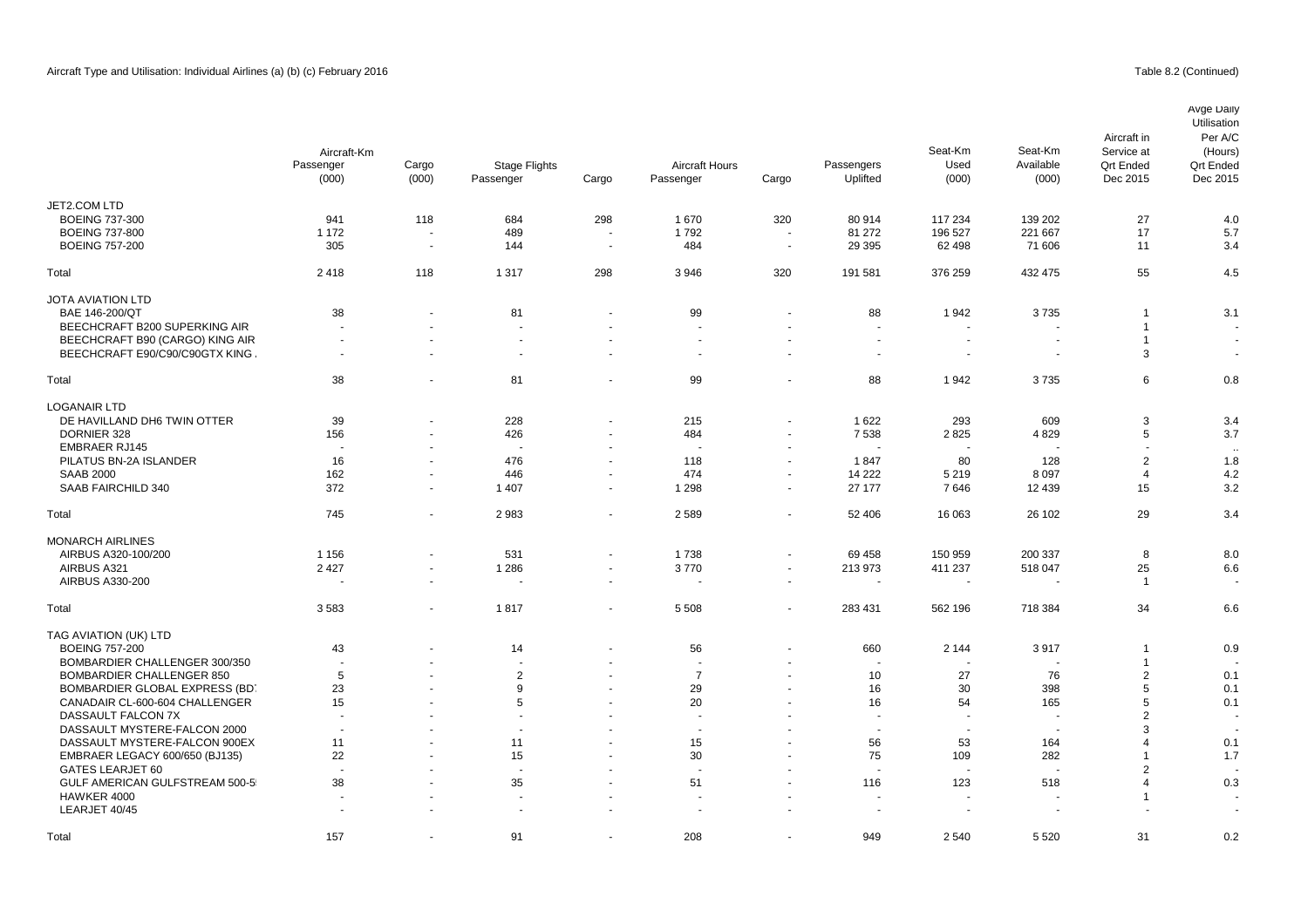Aircraft Type and Utilisation: Individual Airlines (a) (b) (c) February 2016

Table 8.2 (Continued)

| | Aircraft-Km Passenger (000) | Cargo (000) | Stage Flights Passenger | Cargo | Aircraft Hours Passenger | Cargo | Passengers Uplifted | Seat-Km Used (000) | Seat-Km Available (000) | Aircraft in Service at Qrt Ended Dec 2015 | Avge Daily Utilisation Per A/C (Hours) Qrt Ended Dec 2015 |
|---|---|---|---|---|---|---|---|---|---|---|---|
| JET2.COM LTD | | | | | | | | | | | |
| BOEING 737-300 | 941 | 118 | 684 | 298 | 1 670 | 320 | 80 914 | 117 234 | 139 202 | 27 | 4.0 |
| BOEING 737-800 | 1 172 | - | 489 | - | 1 792 | - | 81 272 | 196 527 | 221 667 | 17 | 5.7 |
| BOEING 757-200 | 305 | - | 144 | - | 484 | - | 29 395 | 62 498 | 71 606 | 11 | 3.4 |
| Total | 2 418 | 118 | 1 317 | 298 | 3 946 | 320 | 191 581 | 376 259 | 432 475 | 55 | 4.5 |
| JOTA AVIATION LTD | | | | | | | | | | | |
| BAE 146-200/QT | 38 | - | 81 | - | 99 | - | 88 | 1 942 | 3 735 | 1 | 3.1 |
| BEECHCRAFT B200 SUPERKING AIR | - | - | - | - | - | - | - | - | - | 1 | - |
| BEECHCRAFT B90 (CARGO) KING AIR | - | - | - | - | - | - | - | - | - | 1 | - |
| BEECHCRAFT E90/C90/C90GTX KING . | - | - | - | - | - | - | - | - | - | 3 | - |
| Total | 38 | - | 81 | - | 99 | - | 88 | 1 942 | 3 735 | 6 | 0.8 |
| LOGANAIR LTD | | | | | | | | | | | |
| DE HAVILLAND DH6 TWIN OTTER | 39 | - | 228 | - | 215 | - | 1 622 | 293 | 609 | 3 | 3.4 |
| DORNIER 328 | 156 | - | 426 | - | 484 | - | 7 538 | 2 825 | 4 829 | 5 | 3.7 |
| EMBRAER RJ145 | - | - | - | - | - | - | - | - | - | - | .. |
| PILATUS BN-2A ISLANDER | 16 | - | 476 | - | 118 | - | 1 847 | 80 | 128 | 2 | 1.8 |
| SAAB 2000 | 162 | - | 446 | - | 474 | - | 14 222 | 5 219 | 8 097 | 4 | 4.2 |
| SAAB FAIRCHILD 340 | 372 | - | 1 407 | - | 1 298 | - | 27 177 | 7 646 | 12 439 | 15 | 3.2 |
| Total | 745 | - | 2 983 | - | 2 589 | - | 52 406 | 16 063 | 26 102 | 29 | 3.4 |
| MONARCH AIRLINES | | | | | | | | | | | |
| AIRBUS A320-100/200 | 1 156 | - | 531 | - | 1 738 | - | 69 458 | 150 959 | 200 337 | 8 | 8.0 |
| AIRBUS A321 | 2 427 | - | 1 286 | - | 3 770 | - | 213 973 | 411 237 | 518 047 | 25 | 6.6 |
| AIRBUS A330-200 | - | - | - | - | - | - | - | - | - | 1 | - |
| Total | 3 583 | - | 1 817 | - | 5 508 | - | 283 431 | 562 196 | 718 384 | 34 | 6.6 |
| TAG AVIATION (UK) LTD | | | | | | | | | | | |
| BOEING 757-200 | 43 | - | 14 | - | 56 | - | 660 | 2 144 | 3 917 | 1 | 0.9 |
| BOMBARDIER CHALLENGER 300/350 | - | - | - | - | - | - | - | - | - | 1 | - |
| BOMBARDIER CHALLENGER 850 | 5 | - | 2 | - | 7 | - | 10 | 27 | 76 | 2 | 0.1 |
| BOMBARDIER GLOBAL EXPRESS (BD | 23 | - | 9 | - | 29 | - | 16 | 30 | 398 | 5 | 0.1 |
| CANADAIR CL-600-604 CHALLENGER | 15 | - | 5 | - | 20 | - | 16 | 54 | 165 | 5 | 0.1 |
| DASSAULT FALCON 7X | - | - | - | - | - | - | - | - | - | 2 | - |
| DASSAULT MYSTERE-FALCON 2000 | - | - | - | - | - | - | - | - | - | 3 | - |
| DASSAULT MYSTERE-FALCON 900EX | 11 | - | 11 | - | 15 | - | 56 | 53 | 164 | 4 | 0.1 |
| EMBRAER LEGACY 600/650 (BJ135) | 22 | - | 15 | - | 30 | - | 75 | 109 | 282 | 1 | 1.7 |
| GATES LEARJET 60 | - | - | - | - | - | - | - | - | - | 2 | - |
| GULF AMERICAN GULFSTREAM 500-5 | 38 | - | 35 | - | 51 | - | 116 | 123 | 518 | 4 | 0.3 |
| HAWKER 4000 | - | - | - | - | - | - | - | - | - | 1 | - |
| LEARJET 40/45 | - | - | - | - | - | - | - | - | - | - | - |
| Total | 157 | - | 91 | - | 208 | - | 949 | 2 540 | 5 520 | 31 | 0.2 |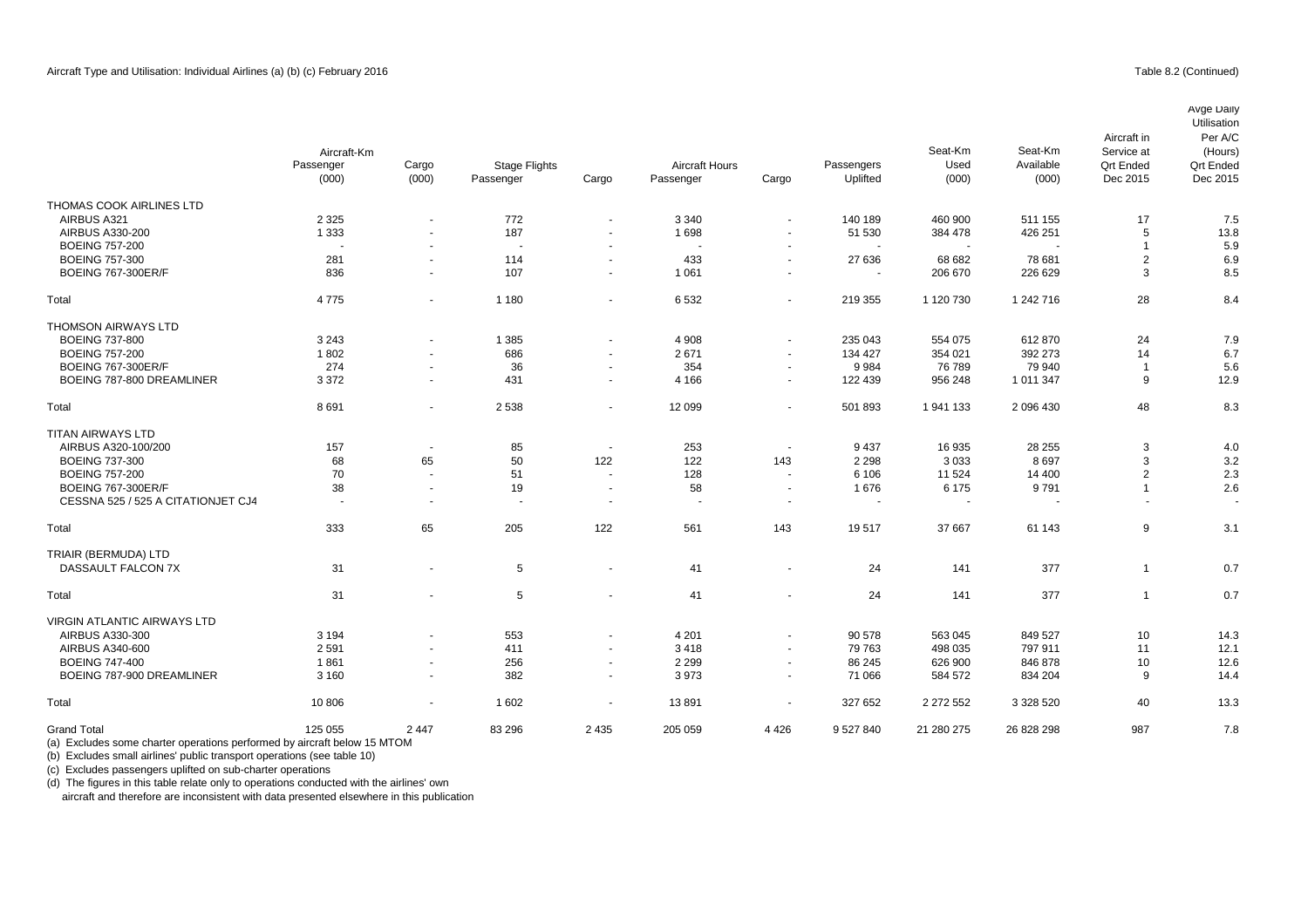Aircraft Type and Utilisation: Individual Airlines (a) (b) (c) February 2016

Table 8.2 (Continued)

| | Aircraft-Km Passenger (000) | Cargo (000) | Stage Flights Passenger | Cargo | Aircraft Hours Passenger | Cargo | Passengers Uplifted | Seat-Km Used (000) | Seat-Km Available (000) | Aircraft in Service at Qrt Ended Dec 2015 | Avge Daily Utilisation Per A/C (Hours) Qrt Ended Dec 2015 |
|---|---|---|---|---|---|---|---|---|---|---|---|
| THOMAS COOK AIRLINES LTD | | | | | | | | | | | |
| AIRBUS A321 | 2 325 | - | 772 | - | 3 340 | - | 140 189 | 460 900 | 511 155 | 17 | 7.5 |
| AIRBUS A330-200 | 1 333 | - | 187 | - | 1 698 | - | 51 530 | 384 478 | 426 251 | 5 | 13.8 |
| BOEING 757-200 | - | - | - | - | - | - | - | - | - | 1 | 5.9 |
| BOEING 757-300 | 281 | - | 114 | - | 433 | - | 27 636 | 68 682 | 78 681 | 2 | 6.9 |
| BOEING 767-300ER/F | 836 | - | 107 | - | 1 061 | - | - | 206 670 | 226 629 | 3 | 8.5 |
| Total | 4 775 | - | 1 180 | - | 6 532 | - | 219 355 | 1 120 730 | 1 242 716 | 28 | 8.4 |
| THOMSON AIRWAYS LTD | | | | | | | | | | | |
| BOEING 737-800 | 3 243 | - | 1 385 | - | 4 908 | - | 235 043 | 554 075 | 612 870 | 24 | 7.9 |
| BOEING 757-200 | 1 802 | - | 686 | - | 2 671 | - | 134 427 | 354 021 | 392 273 | 14 | 6.7 |
| BOEING 767-300ER/F | 274 | - | 36 | - | 354 | - | 9 984 | 76 789 | 79 940 | 1 | 5.6 |
| BOEING 787-800 DREAMLINER | 3 372 | - | 431 | - | 4 166 | - | 122 439 | 956 248 | 1 011 347 | 9 | 12.9 |
| Total | 8 691 | - | 2 538 | - | 12 099 | - | 501 893 | 1 941 133 | 2 096 430 | 48 | 8.3 |
| TITAN AIRWAYS LTD | | | | | | | | | | | |
| AIRBUS A320-100/200 | 157 | - | 85 | - | 253 | - | 9 437 | 16 935 | 28 255 | 3 | 4.0 |
| BOEING 737-300 | 68 | 65 | 50 | 122 | 122 | 143 | 2 298 | 3 033 | 8 697 | 3 | 3.2 |
| BOEING 757-200 | 70 | - | 51 | - | 128 | - | 6 106 | 11 524 | 14 400 | 2 | 2.3 |
| BOEING 767-300ER/F | 38 | - | 19 | - | 58 | - | 1 676 | 6 175 | 9 791 | 1 | 2.6 |
| CESSNA 525 / 525 A CITATIONJET CJ4 | - | - | - | - | - | - | - | - | - | - | - |
| Total | 333 | 65 | 205 | 122 | 561 | 143 | 19 517 | 37 667 | 61 143 | 9 | 3.1 |
| TRIAIR (BERMUDA) LTD | | | | | | | | | | | |
| DASSAULT FALCON 7X | 31 | - | 5 | - | 41 | - | 24 | 141 | 377 | 1 | 0.7 |
| Total | 31 | - | 5 | - | 41 | - | 24 | 141 | 377 | 1 | 0.7 |
| VIRGIN ATLANTIC AIRWAYS LTD | | | | | | | | | | | |
| AIRBUS A330-300 | 3 194 | - | 553 | - | 4 201 | - | 90 578 | 563 045 | 849 527 | 10 | 14.3 |
| AIRBUS A340-600 | 2 591 | - | 411 | - | 3 418 | - | 79 763 | 498 035 | 797 911 | 11 | 12.1 |
| BOEING 747-400 | 1 861 | - | 256 | - | 2 299 | - | 86 245 | 626 900 | 846 878 | 10 | 12.6 |
| BOEING 787-900 DREAMLINER | 3 160 | - | 382 | - | 3 973 | - | 71 066 | 584 572 | 834 204 | 9 | 14.4 |
| Total | 10 806 | - | 1 602 | - | 13 891 | - | 327 652 | 2 272 552 | 3 328 520 | 40 | 13.3 |
| Grand Total | 125 055 | 2 447 | 83 296 | 2 435 | 205 059 | 4 426 | 9 527 840 | 21 280 275 | 26 828 298 | 987 | 7.8 |

(a) Excludes some charter operations performed by aircraft below 15 MTOM

(b) Excludes small airlines' public transport operations (see table 10)

(c) Excludes passengers uplifted on sub-charter operations

(d) The figures in this table relate only to operations conducted with the airlines' own aircraft and therefore are inconsistent with data presented elsewhere in this publication